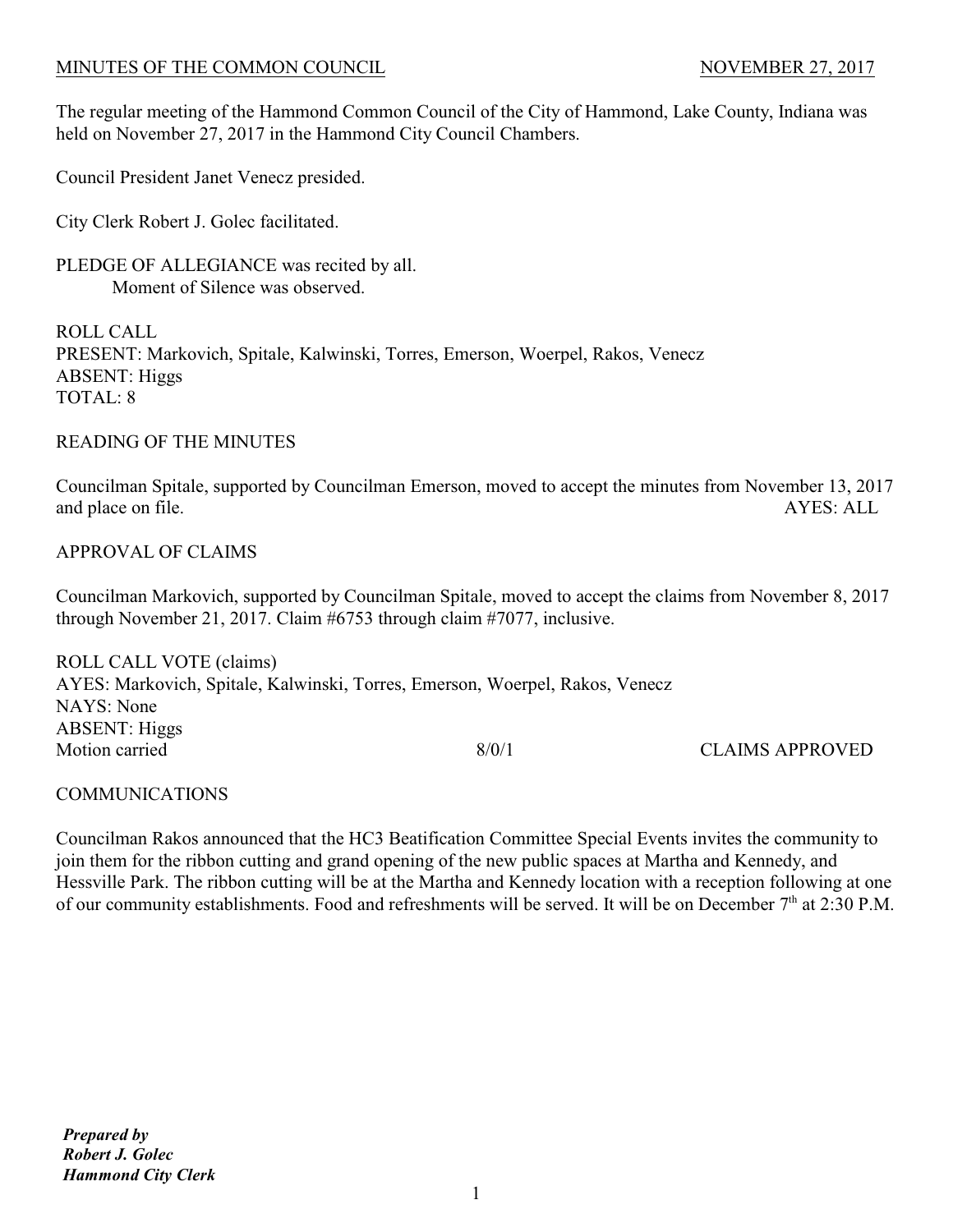MINUTES OF THE COMMON COUNCIL NOVEMBER 27, 2017

The regular meeting of the Hammond Common Council of the City of Hammond, Lake County, Indiana was held on November 27, 2017 in the Hammond City Council Chambers.

Council President Janet Venecz presided.

City Clerk Robert J. Golec facilitated.

PLEDGE OF ALLEGIANCE was recited by all.
Moment of Silence was observed.

ROLL CALL
PRESENT: Markovich, Spitale, Kalwinski, Torres, Emerson, Woerpel, Rakos, Venecz
ABSENT: Higgs
TOTAL: 8

READING OF THE MINUTES

Councilman Spitale, supported by Councilman Emerson, moved to accept the minutes from November 13, 2017 and place on file. AYES: ALL

APPROVAL OF CLAIMS

Councilman Markovich, supported by Councilman Spitale, moved to accept the claims from November 8, 2017 through November 21, 2017. Claim #6753 through claim #7077, inclusive.

ROLL CALL VOTE (claims)
AYES: Markovich, Spitale, Kalwinski, Torres, Emerson, Woerpel, Rakos, Venecz
NAYS: None
ABSENT: Higgs
Motion carried 8/0/1 CLAIMS APPROVED

COMMUNICATIONS

Councilman Rakos announced that the HC3 Beatification Committee Special Events invites the community to join them for the ribbon cutting and grand opening of the new public spaces at Martha and Kennedy, and Hessville Park. The ribbon cutting will be at the Martha and Kennedy location with a reception following at one of our community establishments. Food and refreshments will be served. It will be on December 7th at 2:30 P.M.

***Prepared by***
***Robert J. Golec***
***Hammond City Clerk***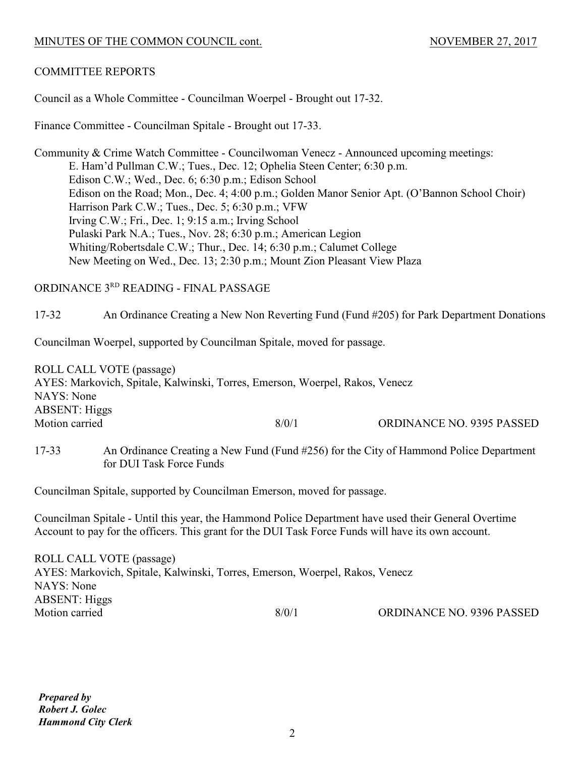MINUTES OF THE COMMON COUNCIL cont. NOVEMBER 27, 2017

## COMMITTEE REPORTS

Council as a Whole Committee - Councilman Woerpel - Brought out 17-32.

Finance Committee - Councilman Spitale - Brought out 17-33.

Community & Crime Watch Committee - Councilwoman Venecz - Announced upcoming meetings:

- E. Ham'd Pullman C.W.; Tues., Dec. 12; Ophelia Steen Center; 6:30 p.m.
- Edison C.W.; Wed., Dec. 6; 6:30 p.m.; Edison School
- Edison on the Road; Mon., Dec. 4; 4:00 p.m.; Golden Manor Senior Apt. (O'Bannon School Choir)
- Harrison Park C.W.; Tues., Dec. 5; 6:30 p.m.; VFW
- Irving C.W.; Fri., Dec. 1; 9:15 a.m.; Irving School
- Pulaski Park N.A.; Tues., Nov. 28; 6:30 p.m.; American Legion
- Whiting/Robertsdale C.W.; Thur., Dec. 14; 6:30 p.m.; Calumet College
- New Meeting on Wed., Dec. 13; 2:30 p.m.; Mount Zion Pleasant View Plaza

## ORDINANCE 3RD READING - FINAL PASSAGE

17-32 An Ordinance Creating a New Non Reverting Fund (Fund #205) for Park Department Donations

Councilman Woerpel, supported by Councilman Spitale, moved for passage.

ROLL CALL VOTE (passage)
AYES: Markovich, Spitale, Kalwinski, Torres, Emerson, Woerpel, Rakos, Venecz
NAYS: None
ABSENT: Higgs
Motion carried 8/0/1 ORDINANCE NO. 9395 PASSED

17-33 An Ordinance Creating a New Fund (Fund #256) for the City of Hammond Police Department for DUI Task Force Funds

Councilman Spitale, supported by Councilman Emerson, moved for passage.

Councilman Spitale - Until this year, the Hammond Police Department have used their General Overtime Account to pay for the officers. This grant for the DUI Task Force Funds will have its own account.

ROLL CALL VOTE (passage)
AYES: Markovich, Spitale, Kalwinski, Torres, Emerson, Woerpel, Rakos, Venecz
NAYS: None
ABSENT: Higgs
Motion carried 8/0/1 ORDINANCE NO. 9396 PASSED

***Prepared by***
***Robert J. Golec***
***Hammond City Clerk***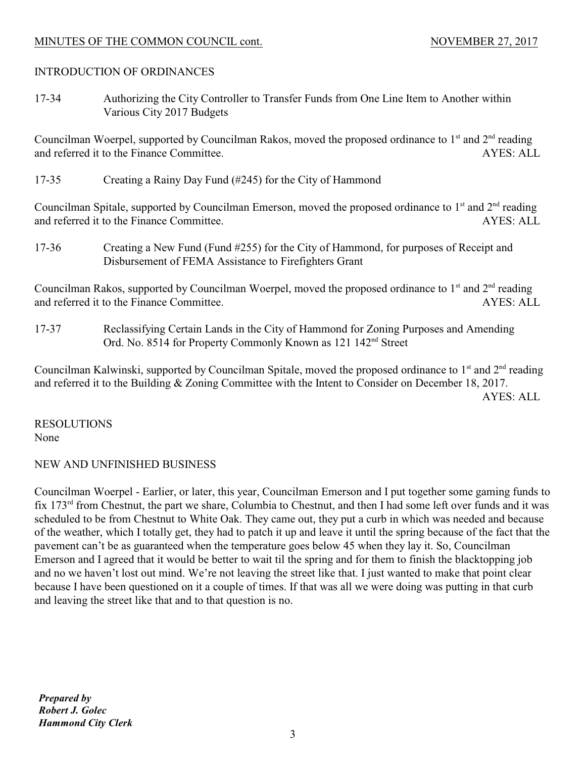## INTRODUCTION OF ORDINANCES

17-34 Authorizing the City Controller to Transfer Funds from One Line Item to Another within Various City 2017 Budgets

Councilman Woerpel, supported by Councilman Rakos, moved the proposed ordinance to 1st and 2nd reading and referred it to the Finance Committee. AYES: ALL

17-35 Creating a Rainy Day Fund (#245) for the City of Hammond

Councilman Spitale, supported by Councilman Emerson, moved the proposed ordinance to 1st and 2nd reading and referred it to the Finance Committee. AYES: ALL

17-36 Creating a New Fund (Fund #255) for the City of Hammond, for purposes of Receipt and Disbursement of FEMA Assistance to Firefighters Grant

Councilman Rakos, supported by Councilman Woerpel, moved the proposed ordinance to 1st and 2nd reading and referred it to the Finance Committee. AYES: ALL

17-37 Reclassifying Certain Lands in the City of Hammond for Zoning Purposes and Amending Ord. No. 8514 for Property Commonly Known as 121 142nd Street

Councilman Kalwinski, supported by Councilman Spitale, moved the proposed ordinance to 1st and 2nd reading and referred it to the Building & Zoning Committee with the Intent to Consider on December 18, 2017. AYES: ALL

## RESOLUTIONS

None

## NEW AND UNFINISHED BUSINESS

Councilman Woerpel - Earlier, or later, this year, Councilman Emerson and I put together some gaming funds to fix 173rd from Chestnut, the part we share, Columbia to Chestnut, and then I had some left over funds and it was scheduled to be from Chestnut to White Oak. They came out, they put a curb in which was needed and because of the weather, which I totally get, they had to patch it up and leave it until the spring because of the fact that the pavement can't be as guaranteed when the temperature goes below 45 when they lay it. So, Councilman Emerson and I agreed that it would be better to wait til the spring and for them to finish the blacktopping job and no we haven't lost out mind. We're not leaving the street like that. I just wanted to make that point clear because I have been questioned on it a couple of times. If that was all we were doing was putting in that curb and leaving the street like that and to that question is no.

***Prepared by***
***Robert J. Golec***
***Hammond City Clerk***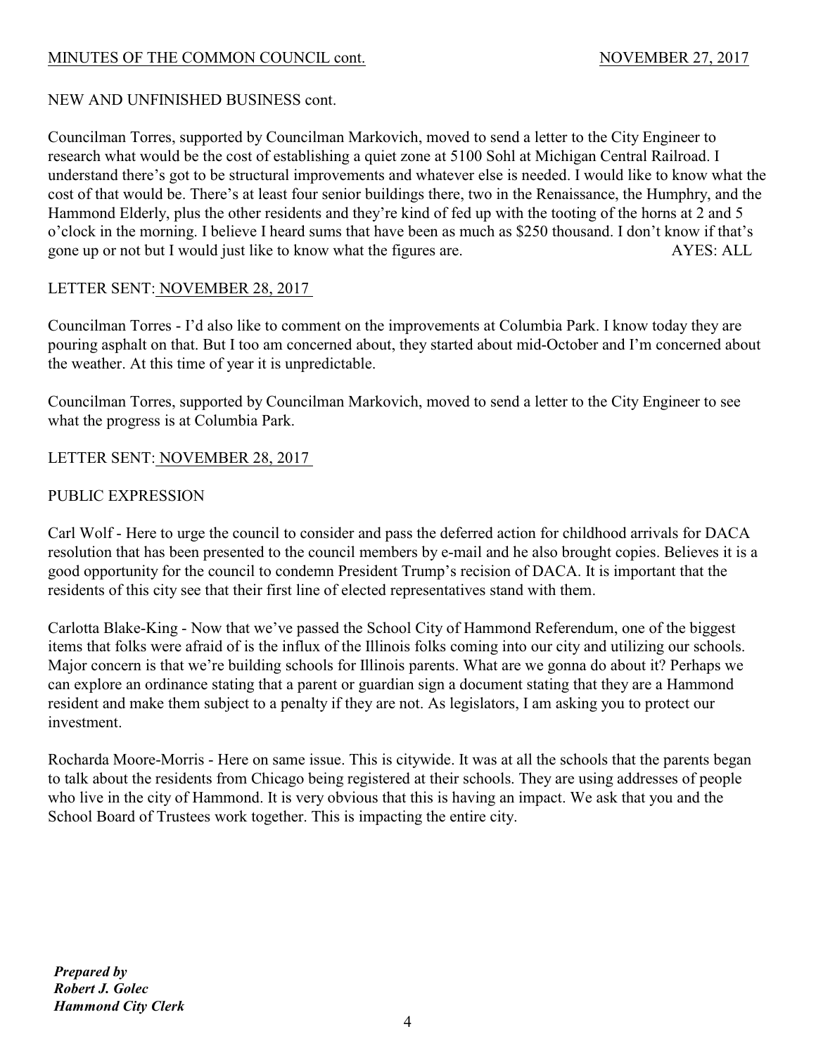NEW AND UNFINISHED BUSINESS cont.

Councilman Torres, supported by Councilman Markovich, moved to send a letter to the City Engineer to research what would be the cost of establishing a quiet zone at 5100 Sohl at Michigan Central Railroad. I understand there's got to be structural improvements and whatever else is needed. I would like to know what the cost of that would be. There's at least four senior buildings there, two in the Renaissance, the Humphry, and the Hammond Elderly, plus the other residents and they're kind of fed up with the tooting of the horns at 2 and 5 o'clock in the morning. I believe I heard sums that have been as much as $250 thousand. I don't know if that's gone up or not but I would just like to know what the figures are. AYES: ALL

LETTER SENT: NOVEMBER 28, 2017

Councilman Torres - I'd also like to comment on the improvements at Columbia Park. I know today they are pouring asphalt on that. But I too am concerned about, they started about mid-October and I'm concerned about the weather. At this time of year it is unpredictable.

Councilman Torres, supported by Councilman Markovich, moved to send a letter to the City Engineer to see what the progress is at Columbia Park.

LETTER SENT: NOVEMBER 28, 2017

PUBLIC EXPRESSION

Carl Wolf - Here to urge the council to consider and pass the deferred action for childhood arrivals for DACA resolution that has been presented to the council members by e-mail and he also brought copies. Believes it is a good opportunity for the council to condemn President Trump's recision of DACA. It is important that the residents of this city see that their first line of elected representatives stand with them.

Carlotta Blake-King - Now that we've passed the School City of Hammond Referendum, one of the biggest items that folks were afraid of is the influx of the Illinois folks coming into our city and utilizing our schools. Major concern is that we're building schools for Illinois parents. What are we gonna do about it? Perhaps we can explore an ordinance stating that a parent or guardian sign a document stating that they are a Hammond resident and make them subject to a penalty if they are not. As legislators, I am asking you to protect our investment.

Rocharda Moore-Morris - Here on same issue. This is citywide. It was at all the schools that the parents began to talk about the residents from Chicago being registered at their schools. They are using addresses of people who live in the city of Hammond. It is very obvious that this is having an impact. We ask that you and the School Board of Trustees work together. This is impacting the entire city.

***Prepared by***
***Robert J. Golec***
***Hammond City Clerk***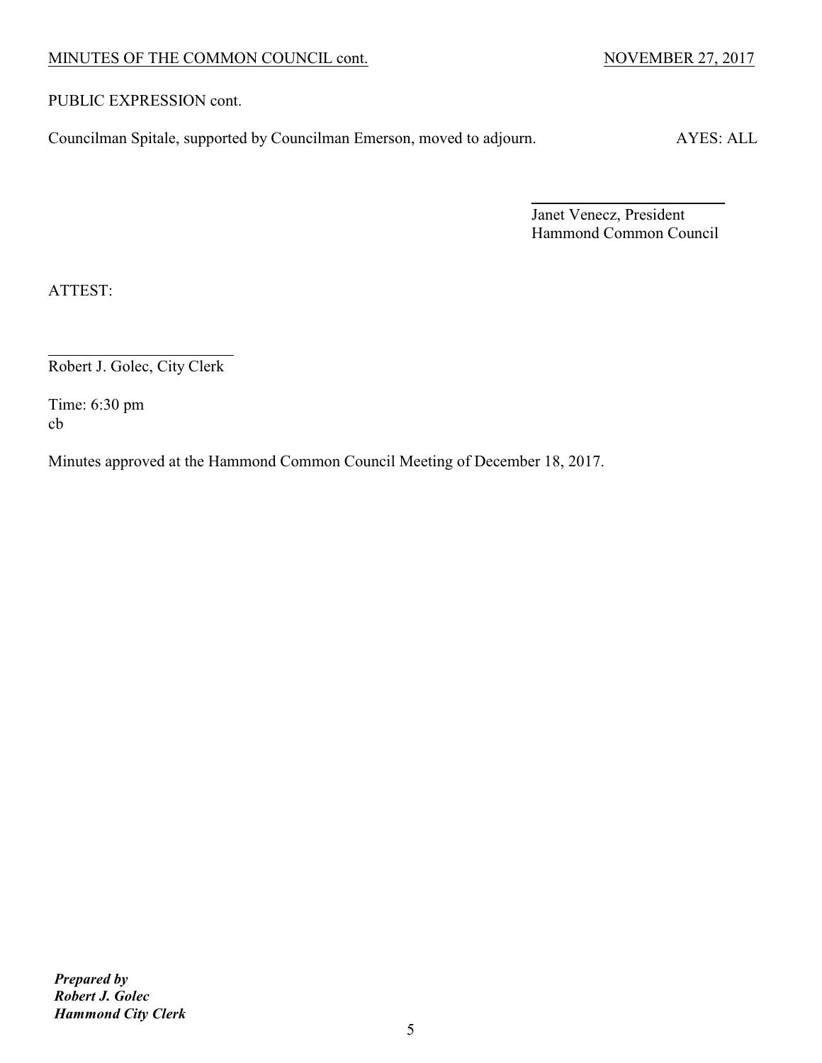PUBLIC EXPRESSION cont.

Councilman Spitale, supported by Councilman Emerson, moved to adjourn. AYES: ALL

\_\_\_\_\_\_\_\_\_\_\_\_\_\_\_\_\_\_\_\_\_\_\_\_
Janet Venecz, President
Hammond Common Council

ATTEST:

\_\_\_\_\_\_\_\_\_\_\_\_\_\_\_\_\_\_\_\_\_\_\_\_
Robert J. Golec, City Clerk

Time: 6:30 pm
cb

Minutes approved at the Hammond Common Council Meeting of December 18, 2017.

***Prepared by***
***Robert J. Golec***
***Hammond City Clerk***